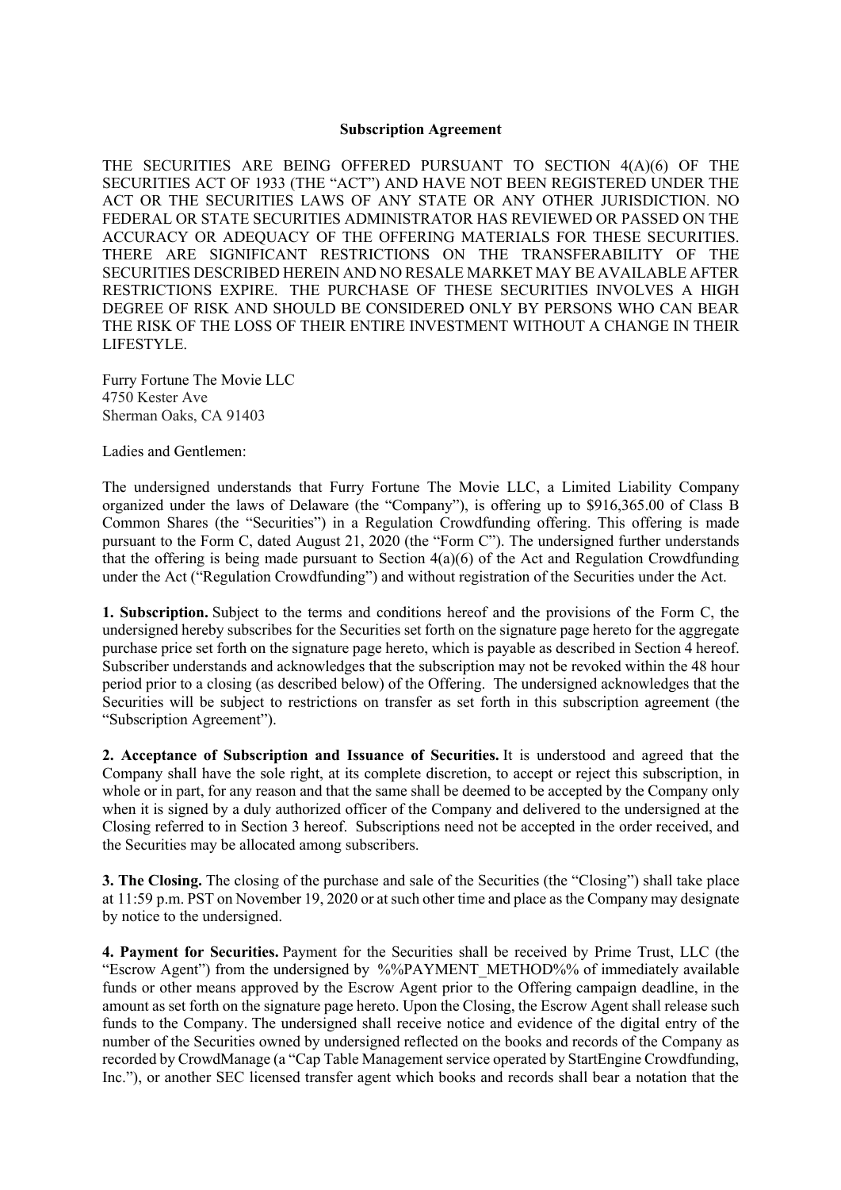**Subscription Agreement**

THE SECURITIES ARE BEING OFFERED PURSUANT TO SECTION 4(A)(6) OF THE SECURITIES ACT OF 1933 (THE "ACT") AND HAVE NOT BEEN REGISTERED UNDER THE ACT OR THE SECURITIES LAWS OF ANY STATE OR ANY OTHER JURISDICTION. NO FEDERAL OR STATE SECURITIES ADMINISTRATOR HAS REVIEWED OR PASSED ON THE ACCURACY OR ADEQUACY OF THE OFFERING MATERIALS FOR THESE SECURITIES. THERE ARE SIGNIFICANT RESTRICTIONS ON THE TRANSFERABILITY OF THE SECURITIES DESCRIBED HEREIN AND NO RESALE MARKET MAY BE AVAILABLE AFTER RESTRICTIONS EXPIRE. THE PURCHASE OF THESE SECURITIES INVOLVES A HIGH DEGREE OF RISK AND SHOULD BE CONSIDERED ONLY BY PERSONS WHO CAN BEAR THE RISK OF THE LOSS OF THEIR ENTIRE INVESTMENT WITHOUT A CHANGE IN THEIR LIFESTYLE.

Furry Fortune The Movie LLC
4750 Kester Ave
Sherman Oaks, CA 91403

Ladies and Gentlemen:

The undersigned understands that Furry Fortune The Movie LLC, a Limited Liability Company organized under the laws of Delaware (the "Company"), is offering up to $916,365.00 of Class B Common Shares (the "Securities") in a Regulation Crowdfunding offering. This offering is made pursuant to the Form C, dated August 21, 2020 (the "Form C"). The undersigned further understands that the offering is being made pursuant to Section 4(a)(6) of the Act and Regulation Crowdfunding under the Act ("Regulation Crowdfunding") and without registration of the Securities under the Act.

**1. Subscription.** Subject to the terms and conditions hereof and the provisions of the Form C, the undersigned hereby subscribes for the Securities set forth on the signature page hereto for the aggregate purchase price set forth on the signature page hereto, which is payable as described in Section 4 hereof. Subscriber understands and acknowledges that the subscription may not be revoked within the 48 hour period prior to a closing (as described below) of the Offering. The undersigned acknowledges that the Securities will be subject to restrictions on transfer as set forth in this subscription agreement (the "Subscription Agreement").

**2. Acceptance of Subscription and Issuance of Securities.** It is understood and agreed that the Company shall have the sole right, at its complete discretion, to accept or reject this subscription, in whole or in part, for any reason and that the same shall be deemed to be accepted by the Company only when it is signed by a duly authorized officer of the Company and delivered to the undersigned at the Closing referred to in Section 3 hereof. Subscriptions need not be accepted in the order received, and the Securities may be allocated among subscribers.

**3. The Closing.** The closing of the purchase and sale of the Securities (the "Closing") shall take place at 11:59 p.m. PST on November 19, 2020 or at such other time and place as the Company may designate by notice to the undersigned.

**4. Payment for Securities.** Payment for the Securities shall be received by Prime Trust, LLC (the "Escrow Agent") from the undersigned by %%PAYMENT_METHOD%% of immediately available funds or other means approved by the Escrow Agent prior to the Offering campaign deadline, in the amount as set forth on the signature page hereto. Upon the Closing, the Escrow Agent shall release such funds to the Company. The undersigned shall receive notice and evidence of the digital entry of the number of the Securities owned by undersigned reflected on the books and records of the Company as recorded by CrowdManage (a "Cap Table Management service operated by StartEngine Crowdfunding, Inc."), or another SEC licensed transfer agent which books and records shall bear a notation that the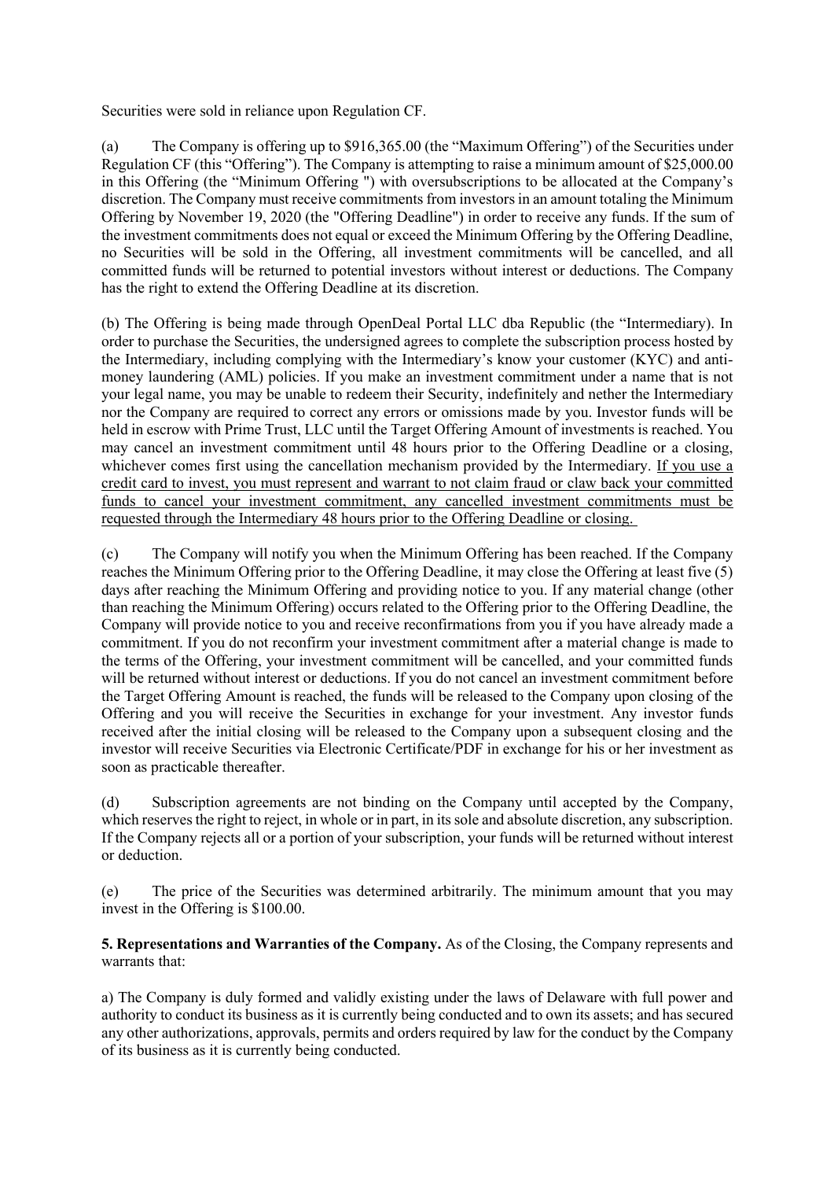Securities were sold in reliance upon Regulation CF.

(a) The Company is offering up to $916,365.00 (the "Maximum Offering") of the Securities under Regulation CF (this "Offering"). The Company is attempting to raise a minimum amount of $25,000.00 in this Offering (the "Minimum Offering ") with oversubscriptions to be allocated at the Company's discretion. The Company must receive commitments from investors in an amount totaling the Minimum Offering by November 19, 2020 (the "Offering Deadline") in order to receive any funds. If the sum of the investment commitments does not equal or exceed the Minimum Offering by the Offering Deadline, no Securities will be sold in the Offering, all investment commitments will be cancelled, and all committed funds will be returned to potential investors without interest or deductions. The Company has the right to extend the Offering Deadline at its discretion.

(b) The Offering is being made through OpenDeal Portal LLC dba Republic (the "Intermediary). In order to purchase the Securities, the undersigned agrees to complete the subscription process hosted by the Intermediary, including complying with the Intermediary's know your customer (KYC) and anti-money laundering (AML) policies. If you make an investment commitment under a name that is not your legal name, you may be unable to redeem their Security, indefinitely and nether the Intermediary nor the Company are required to correct any errors or omissions made by you. Investor funds will be held in escrow with Prime Trust, LLC until the Target Offering Amount of investments is reached. You may cancel an investment commitment until 48 hours prior to the Offering Deadline or a closing, whichever comes first using the cancellation mechanism provided by the Intermediary. <u>If you use a credit card to invest, you must represent and warrant to not claim fraud or claw back your committed funds to cancel your investment commitment, any cancelled investment commitments must be requested through the Intermediary 48 hours prior to the Offering Deadline or closing.</u>

(c) The Company will notify you when the Minimum Offering has been reached. If the Company reaches the Minimum Offering prior to the Offering Deadline, it may close the Offering at least five (5) days after reaching the Minimum Offering and providing notice to you. If any material change (other than reaching the Minimum Offering) occurs related to the Offering prior to the Offering Deadline, the Company will provide notice to you and receive reconfirmations from you if you have already made a commitment. If you do not reconfirm your investment commitment after a material change is made to the terms of the Offering, your investment commitment will be cancelled, and your committed funds will be returned without interest or deductions. If you do not cancel an investment commitment before the Target Offering Amount is reached, the funds will be released to the Company upon closing of the Offering and you will receive the Securities in exchange for your investment. Any investor funds received after the initial closing will be released to the Company upon a subsequent closing and the investor will receive Securities via Electronic Certificate/PDF in exchange for his or her investment as soon as practicable thereafter.

(d) Subscription agreements are not binding on the Company until accepted by the Company, which reserves the right to reject, in whole or in part, in its sole and absolute discretion, any subscription. If the Company rejects all or a portion of your subscription, your funds will be returned without interest or deduction.

(e) The price of the Securities was determined arbitrarily. The minimum amount that you may invest in the Offering is $100.00.

**5. Representations and Warranties of the Company.** As of the Closing, the Company represents and warrants that:

a) The Company is duly formed and validly existing under the laws of Delaware with full power and authority to conduct its business as it is currently being conducted and to own its assets; and has secured any other authorizations, approvals, permits and orders required by law for the conduct by the Company of its business as it is currently being conducted.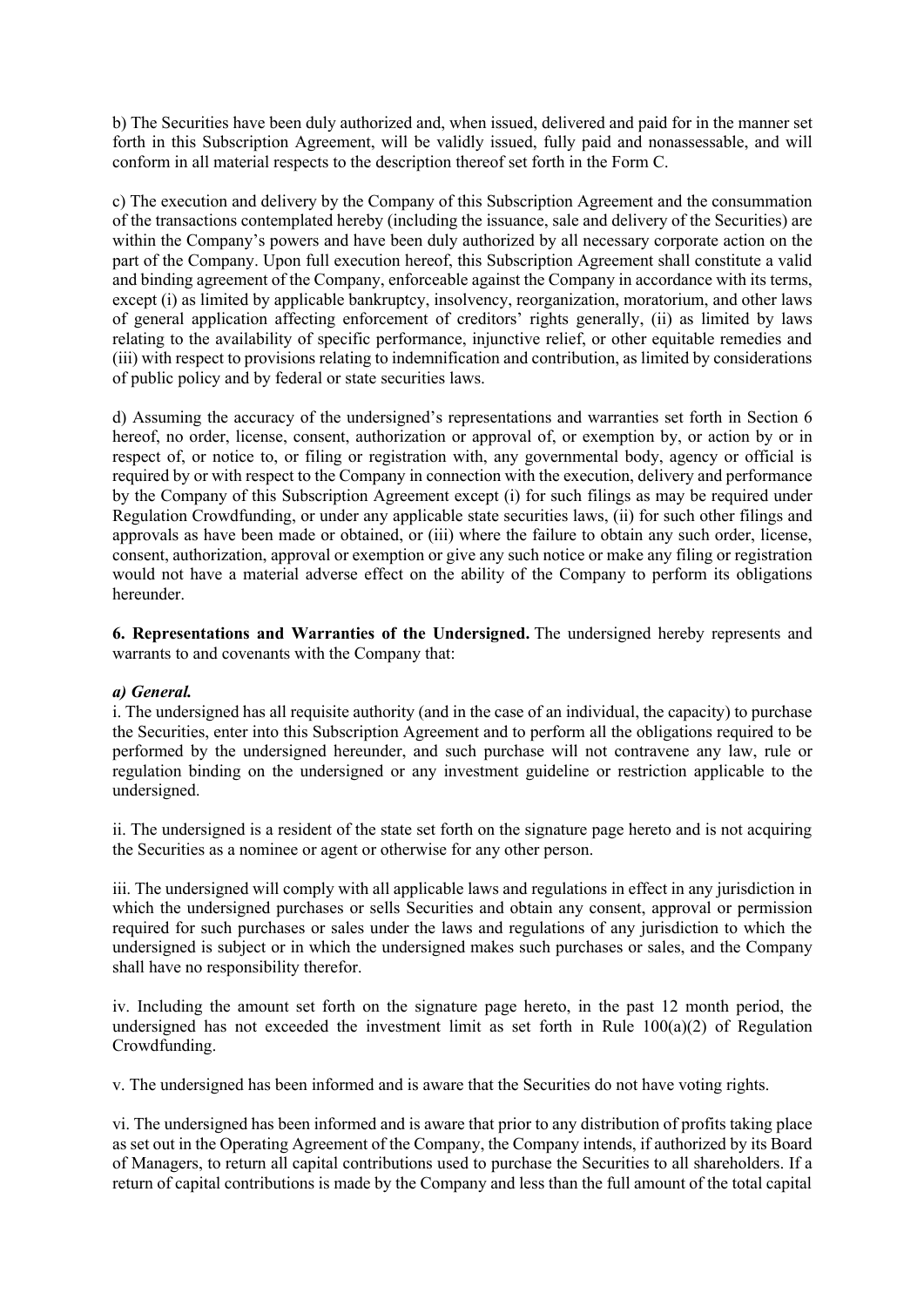b) The Securities have been duly authorized and, when issued, delivered and paid for in the manner set forth in this Subscription Agreement, will be validly issued, fully paid and nonassessable, and will conform in all material respects to the description thereof set forth in the Form C.

c) The execution and delivery by the Company of this Subscription Agreement and the consummation of the transactions contemplated hereby (including the issuance, sale and delivery of the Securities) are within the Company's powers and have been duly authorized by all necessary corporate action on the part of the Company. Upon full execution hereof, this Subscription Agreement shall constitute a valid and binding agreement of the Company, enforceable against the Company in accordance with its terms, except (i) as limited by applicable bankruptcy, insolvency, reorganization, moratorium, and other laws of general application affecting enforcement of creditors' rights generally, (ii) as limited by laws relating to the availability of specific performance, injunctive relief, or other equitable remedies and (iii) with respect to provisions relating to indemnification and contribution, as limited by considerations of public policy and by federal or state securities laws.

d) Assuming the accuracy of the undersigned's representations and warranties set forth in Section 6 hereof, no order, license, consent, authorization or approval of, or exemption by, or action by or in respect of, or notice to, or filing or registration with, any governmental body, agency or official is required by or with respect to the Company in connection with the execution, delivery and performance by the Company of this Subscription Agreement except (i) for such filings as may be required under Regulation Crowdfunding, or under any applicable state securities laws, (ii) for such other filings and approvals as have been made or obtained, or (iii) where the failure to obtain any such order, license, consent, authorization, approval or exemption or give any such notice or make any filing or registration would not have a material adverse effect on the ability of the Company to perform its obligations hereunder.

**6. Representations and Warranties of the Undersigned.** The undersigned hereby represents and warrants to and covenants with the Company that:

***a) General.***

i. The undersigned has all requisite authority (and in the case of an individual, the capacity) to purchase the Securities, enter into this Subscription Agreement and to perform all the obligations required to be performed by the undersigned hereunder, and such purchase will not contravene any law, rule or regulation binding on the undersigned or any investment guideline or restriction applicable to the undersigned.

ii. The undersigned is a resident of the state set forth on the signature page hereto and is not acquiring the Securities as a nominee or agent or otherwise for any other person.

iii. The undersigned will comply with all applicable laws and regulations in effect in any jurisdiction in which the undersigned purchases or sells Securities and obtain any consent, approval or permission required for such purchases or sales under the laws and regulations of any jurisdiction to which the undersigned is subject or in which the undersigned makes such purchases or sales, and the Company shall have no responsibility therefor.

iv. Including the amount set forth on the signature page hereto, in the past 12 month period, the undersigned has not exceeded the investment limit as set forth in Rule 100(a)(2) of Regulation Crowdfunding.

v. The undersigned has been informed and is aware that the Securities do not have voting rights.

vi. The undersigned has been informed and is aware that prior to any distribution of profits taking place as set out in the Operating Agreement of the Company, the Company intends, if authorized by its Board of Managers, to return all capital contributions used to purchase the Securities to all shareholders. If a return of capital contributions is made by the Company and less than the full amount of the total capital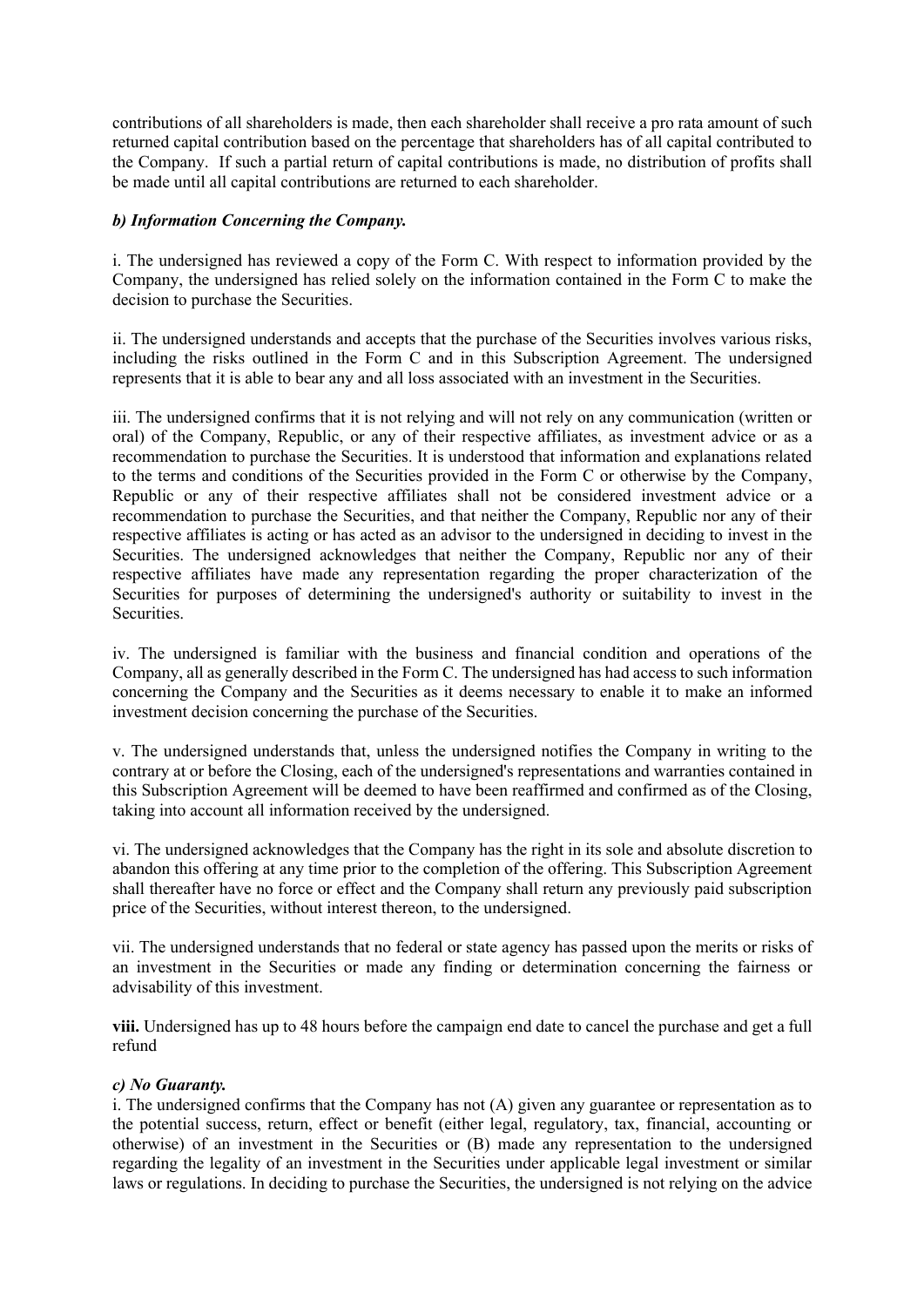contributions of all shareholders is made, then each shareholder shall receive a pro rata amount of such returned capital contribution based on the percentage that shareholders has of all capital contributed to the Company. If such a partial return of capital contributions is made, no distribution of profits shall be made until all capital contributions are returned to each shareholder.

***b) Information Concerning the Company.***

i. The undersigned has reviewed a copy of the Form C. With respect to information provided by the Company, the undersigned has relied solely on the information contained in the Form C to make the decision to purchase the Securities.

ii. The undersigned understands and accepts that the purchase of the Securities involves various risks, including the risks outlined in the Form C and in this Subscription Agreement. The undersigned represents that it is able to bear any and all loss associated with an investment in the Securities.

iii. The undersigned confirms that it is not relying and will not rely on any communication (written or oral) of the Company, Republic, or any of their respective affiliates, as investment advice or as a recommendation to purchase the Securities. It is understood that information and explanations related to the terms and conditions of the Securities provided in the Form C or otherwise by the Company, Republic or any of their respective affiliates shall not be considered investment advice or a recommendation to purchase the Securities, and that neither the Company, Republic nor any of their respective affiliates is acting or has acted as an advisor to the undersigned in deciding to invest in the Securities. The undersigned acknowledges that neither the Company, Republic nor any of their respective affiliates have made any representation regarding the proper characterization of the Securities for purposes of determining the undersigned's authority or suitability to invest in the Securities.

iv. The undersigned is familiar with the business and financial condition and operations of the Company, all as generally described in the Form C. The undersigned has had access to such information concerning the Company and the Securities as it deems necessary to enable it to make an informed investment decision concerning the purchase of the Securities.

v. The undersigned understands that, unless the undersigned notifies the Company in writing to the contrary at or before the Closing, each of the undersigned's representations and warranties contained in this Subscription Agreement will be deemed to have been reaffirmed and confirmed as of the Closing, taking into account all information received by the undersigned.

vi. The undersigned acknowledges that the Company has the right in its sole and absolute discretion to abandon this offering at any time prior to the completion of the offering. This Subscription Agreement shall thereafter have no force or effect and the Company shall return any previously paid subscription price of the Securities, without interest thereon, to the undersigned.

vii. The undersigned understands that no federal or state agency has passed upon the merits or risks of an investment in the Securities or made any finding or determination concerning the fairness or advisability of this investment.

**viii.** Undersigned has up to 48 hours before the campaign end date to cancel the purchase and get a full refund

***c) No Guaranty.***

i. The undersigned confirms that the Company has not (A) given any guarantee or representation as to the potential success, return, effect or benefit (either legal, regulatory, tax, financial, accounting or otherwise) of an investment in the Securities or (B) made any representation to the undersigned regarding the legality of an investment in the Securities under applicable legal investment or similar laws or regulations. In deciding to purchase the Securities, the undersigned is not relying on the advice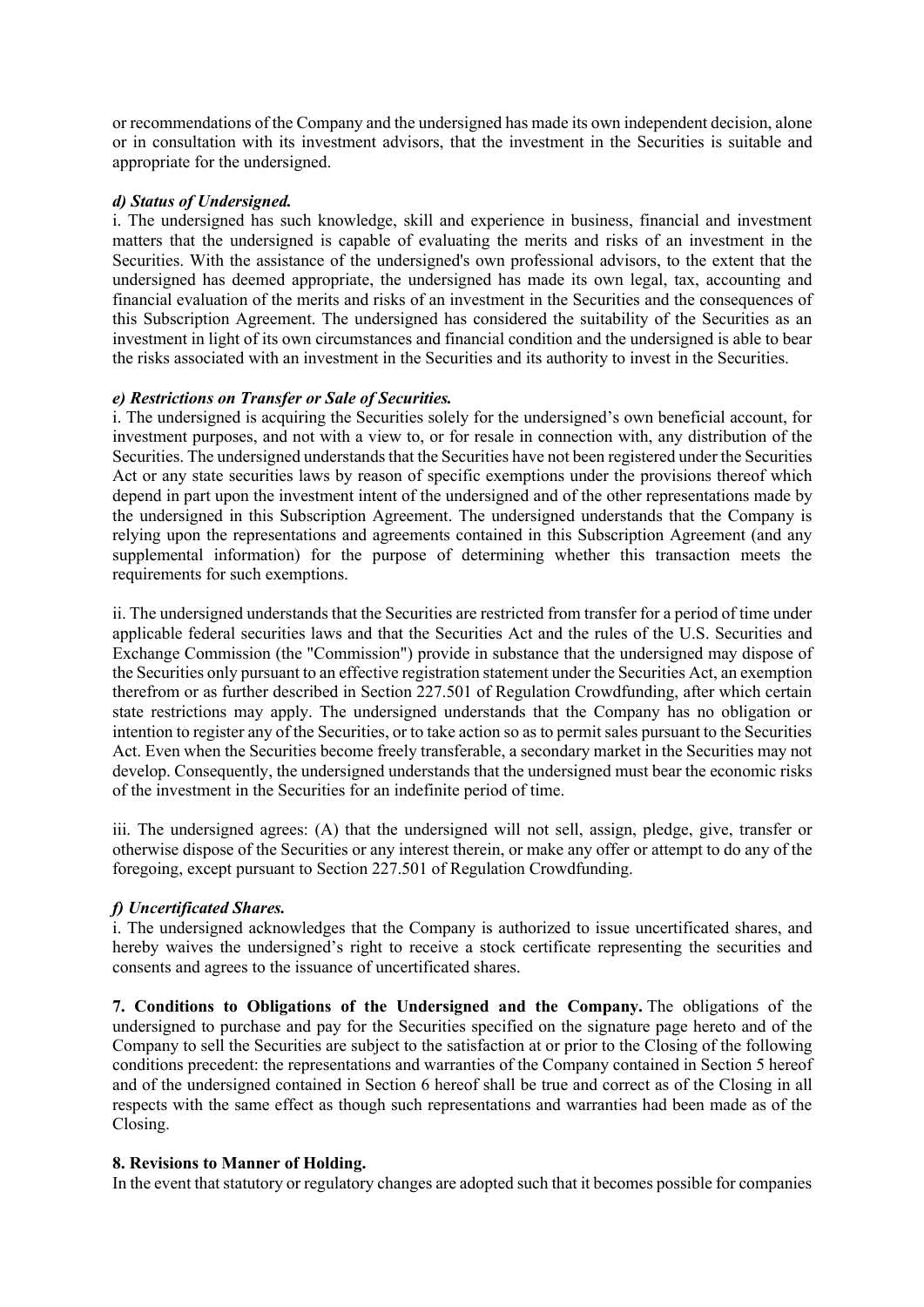or recommendations of the Company and the undersigned has made its own independent decision, alone or in consultation with its investment advisors, that the investment in the Securities is suitable and appropriate for the undersigned.

***d) Status of Undersigned.***

i. The undersigned has such knowledge, skill and experience in business, financial and investment matters that the undersigned is capable of evaluating the merits and risks of an investment in the Securities. With the assistance of the undersigned's own professional advisors, to the extent that the undersigned has deemed appropriate, the undersigned has made its own legal, tax, accounting and financial evaluation of the merits and risks of an investment in the Securities and the consequences of this Subscription Agreement. The undersigned has considered the suitability of the Securities as an investment in light of its own circumstances and financial condition and the undersigned is able to bear the risks associated with an investment in the Securities and its authority to invest in the Securities.

***e) Restrictions on Transfer or Sale of Securities.***

i. The undersigned is acquiring the Securities solely for the undersigned's own beneficial account, for investment purposes, and not with a view to, or for resale in connection with, any distribution of the Securities. The undersigned understands that the Securities have not been registered under the Securities Act or any state securities laws by reason of specific exemptions under the provisions thereof which depend in part upon the investment intent of the undersigned and of the other representations made by the undersigned in this Subscription Agreement. The undersigned understands that the Company is relying upon the representations and agreements contained in this Subscription Agreement (and any supplemental information) for the purpose of determining whether this transaction meets the requirements for such exemptions.

ii. The undersigned understands that the Securities are restricted from transfer for a period of time under applicable federal securities laws and that the Securities Act and the rules of the U.S. Securities and Exchange Commission (the "Commission") provide in substance that the undersigned may dispose of the Securities only pursuant to an effective registration statement under the Securities Act, an exemption therefrom or as further described in Section 227.501 of Regulation Crowdfunding, after which certain state restrictions may apply. The undersigned understands that the Company has no obligation or intention to register any of the Securities, or to take action so as to permit sales pursuant to the Securities Act. Even when the Securities become freely transferable, a secondary market in the Securities may not develop. Consequently, the undersigned understands that the undersigned must bear the economic risks of the investment in the Securities for an indefinite period of time.

iii. The undersigned agrees: (A) that the undersigned will not sell, assign, pledge, give, transfer or otherwise dispose of the Securities or any interest therein, or make any offer or attempt to do any of the foregoing, except pursuant to Section 227.501 of Regulation Crowdfunding.

***f) Uncertificated Shares.***

i. The undersigned acknowledges that the Company is authorized to issue uncertificated shares, and hereby waives the undersigned's right to receive a stock certificate representing the securities and consents and agrees to the issuance of uncertificated shares.

**7. Conditions to Obligations of the Undersigned and the Company.** The obligations of the undersigned to purchase and pay for the Securities specified on the signature page hereto and of the Company to sell the Securities are subject to the satisfaction at or prior to the Closing of the following conditions precedent: the representations and warranties of the Company contained in Section 5 hereof and of the undersigned contained in Section 6 hereof shall be true and correct as of the Closing in all respects with the same effect as though such representations and warranties had been made as of the Closing.

**8. Revisions to Manner of Holding.**

In the event that statutory or regulatory changes are adopted such that it becomes possible for companies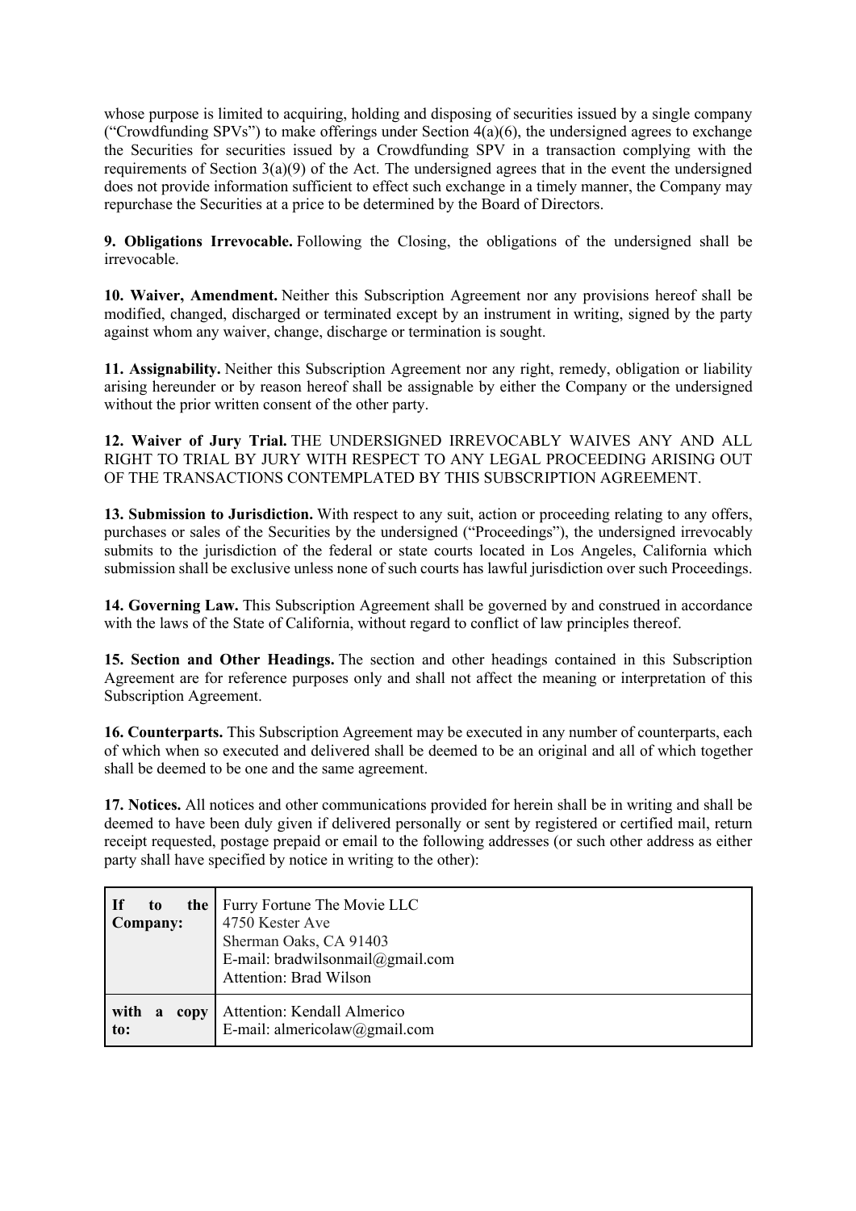whose purpose is limited to acquiring, holding and disposing of securities issued by a single company ("Crowdfunding SPVs") to make offerings under Section 4(a)(6), the undersigned agrees to exchange the Securities for securities issued by a Crowdfunding SPV in a transaction complying with the requirements of Section 3(a)(9) of the Act. The undersigned agrees that in the event the undersigned does not provide information sufficient to effect such exchange in a timely manner, the Company may repurchase the Securities at a price to be determined by the Board of Directors.

**9. Obligations Irrevocable.** Following the Closing, the obligations of the undersigned shall be irrevocable.

**10. Waiver, Amendment.** Neither this Subscription Agreement nor any provisions hereof shall be modified, changed, discharged or terminated except by an instrument in writing, signed by the party against whom any waiver, change, discharge or termination is sought.

**11. Assignability.** Neither this Subscription Agreement nor any right, remedy, obligation or liability arising hereunder or by reason hereof shall be assignable by either the Company or the undersigned without the prior written consent of the other party.

**12. Waiver of Jury Trial.** THE UNDERSIGNED IRREVOCABLY WAIVES ANY AND ALL RIGHT TO TRIAL BY JURY WITH RESPECT TO ANY LEGAL PROCEEDING ARISING OUT OF THE TRANSACTIONS CONTEMPLATED BY THIS SUBSCRIPTION AGREEMENT.

**13. Submission to Jurisdiction.** With respect to any suit, action or proceeding relating to any offers, purchases or sales of the Securities by the undersigned ("Proceedings"), the undersigned irrevocably submits to the jurisdiction of the federal or state courts located in Los Angeles, California which submission shall be exclusive unless none of such courts has lawful jurisdiction over such Proceedings.

**14. Governing Law.** This Subscription Agreement shall be governed by and construed in accordance with the laws of the State of California, without regard to conflict of law principles thereof.

**15. Section and Other Headings.** The section and other headings contained in this Subscription Agreement are for reference purposes only and shall not affect the meaning or interpretation of this Subscription Agreement.

**16. Counterparts.** This Subscription Agreement may be executed in any number of counterparts, each of which when so executed and delivered shall be deemed to be an original and all of which together shall be deemed to be one and the same agreement.

**17. Notices.** All notices and other communications provided for herein shall be in writing and shall be deemed to have been duly given if delivered personally or sent by registered or certified mail, return receipt requested, postage prepaid or email to the following addresses (or such other address as either party shall have specified by notice in writing to the other):

| | |
|---|---|
| **If to the Company:** | Furry Fortune The Movie LLC<br>4750 Kester Ave<br>Sherman Oaks, CA 91403<br>E-mail: bradwilsonmail@gmail.com<br>Attention: Brad Wilson |
| **with a copy to:** | Attention: Kendall Almerico<br>E-mail: almericolaw@gmail.com |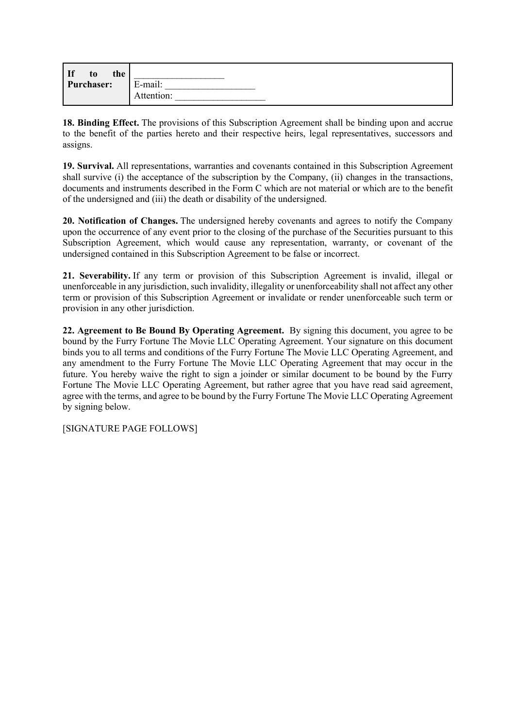| If to the Purchaser: | ___________________<br>E-mail: ___________________<br>Attention: ___________________ |
|---|---|

**18. Binding Effect.** The provisions of this Subscription Agreement shall be binding upon and accrue to the benefit of the parties hereto and their respective heirs, legal representatives, successors and assigns.

**19. Survival.** All representations, warranties and covenants contained in this Subscription Agreement shall survive (i) the acceptance of the subscription by the Company, (ii) changes in the transactions, documents and instruments described in the Form C which are not material or which are to the benefit of the undersigned and (iii) the death or disability of the undersigned.

**20. Notification of Changes.** The undersigned hereby covenants and agrees to notify the Company upon the occurrence of any event prior to the closing of the purchase of the Securities pursuant to this Subscription Agreement, which would cause any representation, warranty, or covenant of the undersigned contained in this Subscription Agreement to be false or incorrect.

**21. Severability.** If any term or provision of this Subscription Agreement is invalid, illegal or unenforceable in any jurisdiction, such invalidity, illegality or unenforceability shall not affect any other term or provision of this Subscription Agreement or invalidate or render unenforceable such term or provision in any other jurisdiction.

**22. Agreement to Be Bound By Operating Agreement.** By signing this document, you agree to be bound by the Furry Fortune The Movie LLC Operating Agreement. Your signature on this document binds you to all terms and conditions of the Furry Fortune The Movie LLC Operating Agreement, and any amendment to the Furry Fortune The Movie LLC Operating Agreement that may occur in the future. You hereby waive the right to sign a joinder or similar document to be bound by the Furry Fortune The Movie LLC Operating Agreement, but rather agree that you have read said agreement, agree with the terms, and agree to be bound by the Furry Fortune The Movie LLC Operating Agreement by signing below.

[SIGNATURE PAGE FOLLOWS]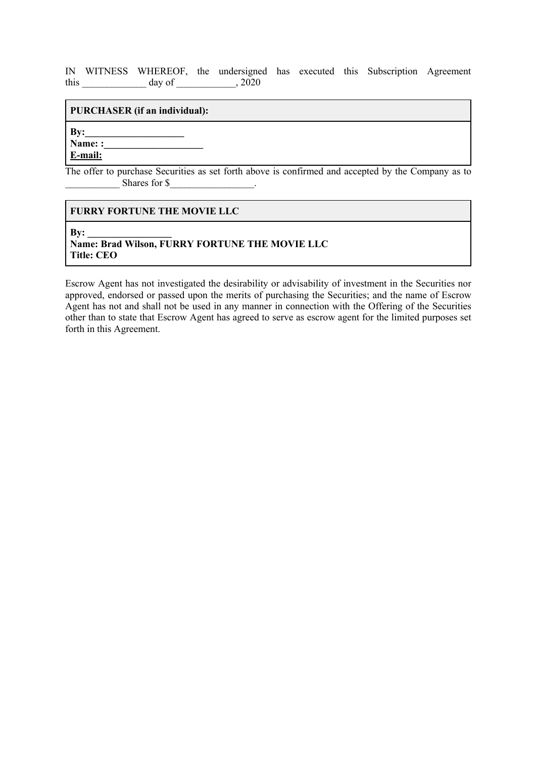IN WITNESS WHEREOF, the undersigned has executed this Subscription Agreement this _____________ day of ____________, 2020

| **PURCHASER (if an individual):** |
|---|
| **By:____________________**<br>**Name: :____________________**<br>**E-mail:** |

The offer to purchase Securities as set forth above is confirmed and accepted by the Company as to ___________ Shares for $_________________.

| **FURRY FORTUNE THE MOVIE LLC** |
|---|
| **By: _________________**<br>**Name: Brad Wilson, FURRY FORTUNE THE MOVIE LLC**<br>**Title: CEO** |

Escrow Agent has not investigated the desirability or advisability of investment in the Securities nor approved, endorsed or passed upon the merits of purchasing the Securities; and the name of Escrow Agent has not and shall not be used in any manner in connection with the Offering of the Securities other than to state that Escrow Agent has agreed to serve as escrow agent for the limited purposes set forth in this Agreement.